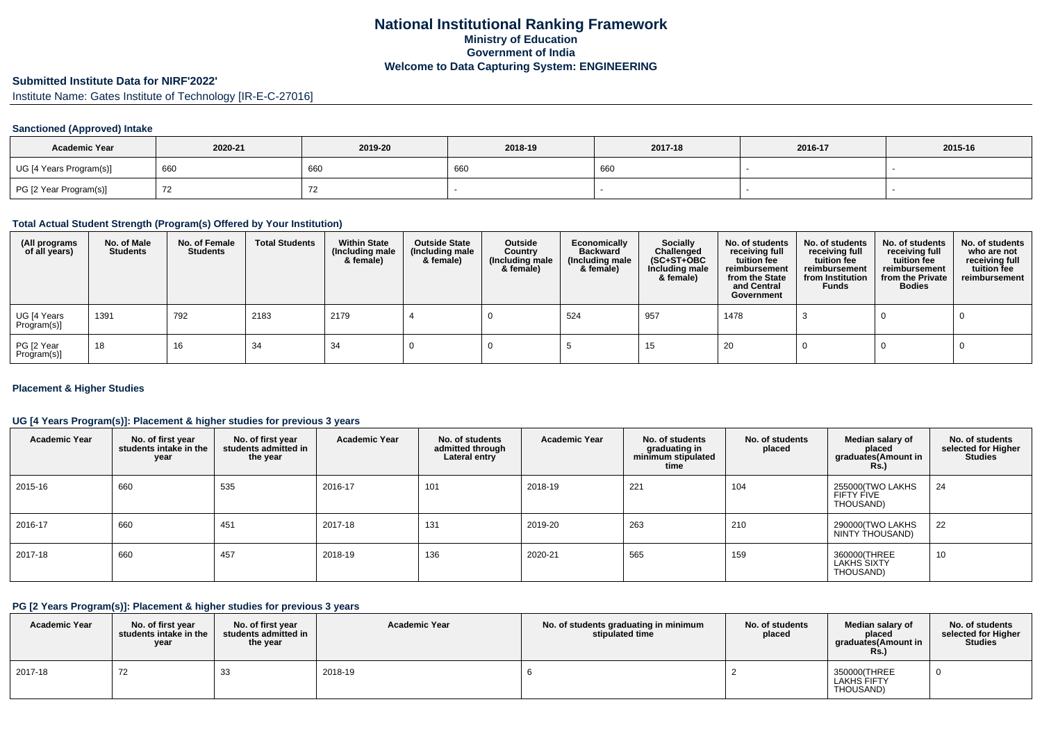# National Institutional Ranking Framework
## Ministry of Education
## Government of India
## Welcome to Data Capturing System: ENGINEERING

### Submitted Institute Data for NIRF'2022'

Institute Name: Gates Institute of Technology [IR-E-C-27016]

#### Sanctioned (Approved) Intake

| Academic Year | 2020-21 | 2019-20 | 2018-19 | 2017-18 | 2016-17 | 2015-16 |
|---|---|---|---|---|---|---|
| UG [4 Years Program(s)] | 660 | 660 | 660 | 660 | - | - |
| PG [2 Year Program(s)] | 72 | 72 | - | - | - | - |

#### Total Actual Student Strength (Program(s) Offered by Your Institution)

| (All programs of all years) | No. of Male Students | No. of Female Students | Total Students | Within State (Including male & female) | Outside State (Including male & female) | Outside Country (Including male & female) | Economically Backward (Including male & female) | Socially Challenged (SC+ST+OBC Including male & female) | No. of students receiving full tuition fee reimbursement from the State and Central Government | No. of students receiving full tuition fee reimbursement from Institution Funds | No. of students receiving full tuition fee reimbursement from the Private Bodies | No. of students who are not receiving full tuition fee reimbursement |
|---|---|---|---|---|---|---|---|---|---|---|---|---|
| UG [4 Years Program(s)] | 1391 | 792 | 2183 | 2179 | 4 | 0 | 524 | 957 | 1478 | 3 | 0 | 0 |
| PG [2 Year Program(s)] | 18 | 16 | 34 | 34 | 0 | 0 | 5 | 15 | 20 | 0 | 0 | 0 |

#### Placement & Higher Studies

#### UG [4 Years Program(s)]: Placement & higher studies for previous 3 years

| Academic Year | No. of first year students intake in the year | No. of first year students admitted in the year | Academic Year | No. of students admitted through Lateral entry | Academic Year | No. of students graduating in minimum stipulated time | No. of students placed | Median salary of placed graduates(Amount in Rs.) | No. of students selected for Higher Studies |
|---|---|---|---|---|---|---|---|---|---|
| 2015-16 | 660 | 535 | 2016-17 | 101 | 2018-19 | 221 | 104 | 255000(TWO LAKHS FIFTY FIVE THOUSAND) | 24 |
| 2016-17 | 660 | 451 | 2017-18 | 131 | 2019-20 | 263 | 210 | 290000(TWO LAKHS NINTY THOUSAND) | 22 |
| 2017-18 | 660 | 457 | 2018-19 | 136 | 2020-21 | 565 | 159 | 360000(THREE LAKHS SIXTY THOUSAND) | 10 |

#### PG [2 Years Program(s)]: Placement & higher studies for previous 3 years

| Academic Year | No. of first year students intake in the year | No. of first year students admitted in the year | Academic Year | No. of students graduating in minimum stipulated time | No. of students placed | Median salary of placed graduates(Amount in Rs.) | No. of students selected for Higher Studies |
|---|---|---|---|---|---|---|---|
| 2017-18 | 72 | 33 | 2018-19 | 6 | 2 | 350000(THREE LAKHS FIFTY THOUSAND) | 0 |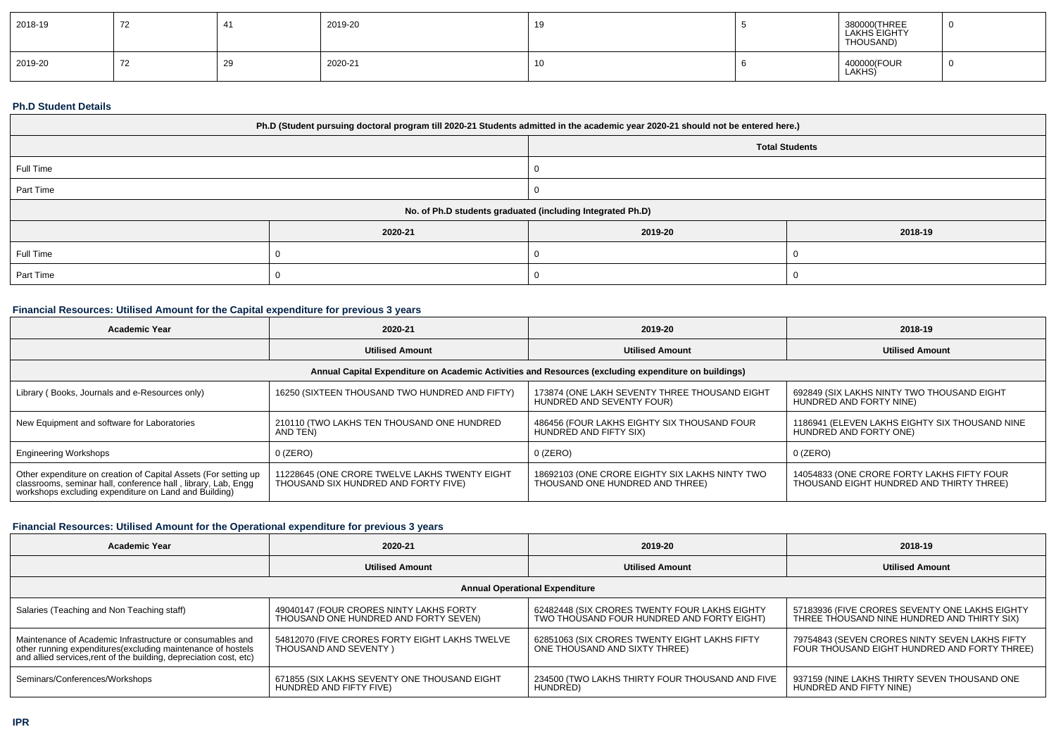| 2018-19 | 72 | 41 | 2019-20 | 19 | 5 | 380000(THREE LAKHS EIGHTY THOUSAND) | 0 |
|---|---|---|---|---|---|---|---|
| 2019-20 | 72 | 29 | 2020-21 | 10 | 6 | 400000(FOUR LAKHS) | 0 |

### Ph.D Student Details

| Ph.D (Student pursuing doctoral program till 2020-21 Students admitted in the academic year 2020-21 should not be entered here.) | | |
|---|---|---|
| | Total Students | |
| Full Time | 0 | |
| Part Time | 0 | |
| No. of Ph.D students graduated (including Integrated Ph.D) | | |
| | 2020-21 | 2019-20 | 2018-19 |
| Full Time | 0 | 0 | 0 |
| Part Time | 0 | 0 | 0 |

### Financial Resources: Utilised Amount for the Capital expenditure for previous 3 years

| Academic Year | 2020-21 | 2019-20 | 2018-19 |
|---|---|---|---|
| | Utilised Amount | Utilised Amount | Utilised Amount |
| Annual Capital Expenditure on Academic Activities and Resources (excluding expenditure on buildings) | | | |
| Library ( Books, Journals and e-Resources only) | 16250 (SIXTEEN THOUSAND TWO HUNDRED AND FIFTY) | 173874 (ONE LAKH SEVENTY THREE THOUSAND EIGHT HUNDRED AND SEVENTY FOUR) | 692849 (SIX LAKHS NINTY TWO THOUSAND EIGHT HUNDRED AND FORTY NINE) |
| New Equipment and software for Laboratories | 210110 (TWO LAKHS TEN THOUSAND ONE HUNDRED AND TEN) | 486456 (FOUR LAKHS EIGHTY SIX THOUSAND FOUR HUNDRED AND FIFTY SIX) | 1186941 (ELEVEN LAKHS EIGHTY SIX THOUSAND NINE HUNDRED AND FORTY ONE) |
| Engineering Workshops | 0 (ZERO) | 0 (ZERO) | 0 (ZERO) |
| Other expenditure on creation of Capital Assets (For setting up classrooms, seminar hall, conference hall , library, Lab, Engg workshops excluding expenditure on Land and Building) | 11228645 (ONE CRORE TWELVE LAKHS TWENTY EIGHT THOUSAND SIX HUNDRED AND FORTY FIVE) | 18692103 (ONE CRORE EIGHTY SIX LAKHS NINTY TWO THOUSAND ONE HUNDRED AND THREE) | 14054833 (ONE CRORE FORTY LAKHS FIFTY FOUR THOUSAND EIGHT HUNDRED AND THIRTY THREE) |

### Financial Resources: Utilised Amount for the Operational expenditure for previous 3 years

| Academic Year | 2020-21 | 2019-20 | 2018-19 |
|---|---|---|---|
| | Utilised Amount | Utilised Amount | Utilised Amount |
| Annual Operational Expenditure | | | |
| Salaries (Teaching and Non Teaching staff) | 49040147 (FOUR CRORES NINTY LAKHS FORTY THOUSAND ONE HUNDRED AND FORTY SEVEN) | 62482448 (SIX CRORES TWENTY FOUR LAKHS EIGHTY TWO THOUSAND FOUR HUNDRED AND FORTY EIGHT) | 57183936 (FIVE CRORES SEVENTY ONE LAKHS EIGHTY THREE THOUSAND NINE HUNDRED AND THIRTY SIX) |
| Maintenance of Academic Infrastructure or consumables and other running expenditures(excluding maintenance of hostels and allied services,rent of the building, depreciation cost, etc) | 54812070 (FIVE CRORES FORTY EIGHT LAKHS TWELVE THOUSAND AND SEVENTY ) | 62851063 (SIX CRORES TWENTY EIGHT LAKHS FIFTY ONE THOUSAND AND SIXTY THREE) | 79754843 (SEVEN CRORES NINTY SEVEN LAKHS FIFTY FOUR THOUSAND EIGHT HUNDRED AND FORTY THREE) |
| Seminars/Conferences/Workshops | 671855 (SIX LAKHS SEVENTY ONE THOUSAND EIGHT HUNDRED AND FIFTY FIVE) | 234500 (TWO LAKHS THIRTY FOUR THOUSAND AND FIVE HUNDRED) | 937159 (NINE LAKHS THIRTY SEVEN THOUSAND ONE HUNDRED AND FIFTY NINE) |

### IPR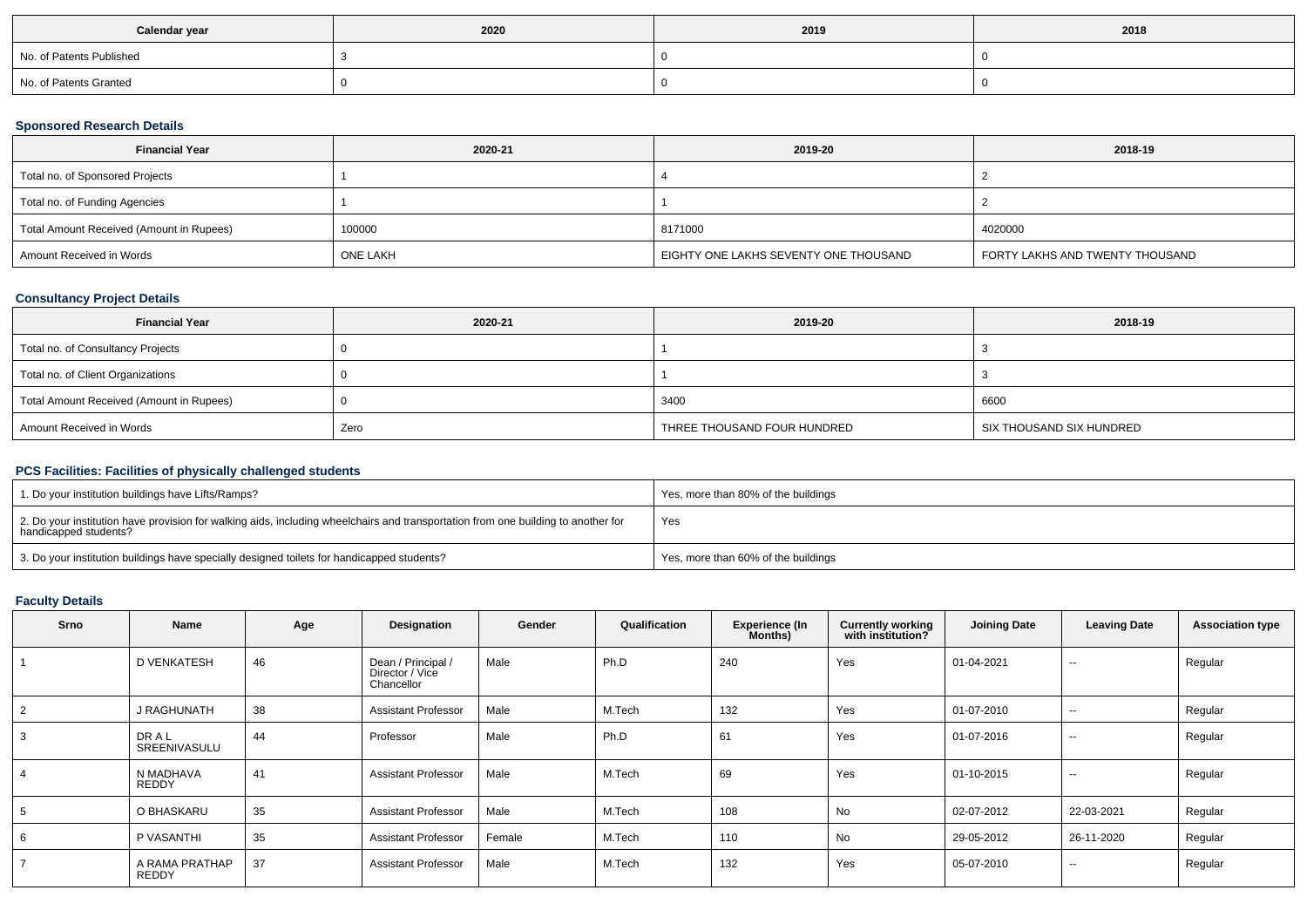| Calendar year | 2020 | 2019 | 2018 |
|---|---|---|---|
| No. of Patents Published | 3 | 0 | 0 |
| No. of Patents Granted | 0 | 0 | 0 |

### Sponsored Research Details

| Financial Year | 2020-21 | 2019-20 | 2018-19 |
|---|---|---|---|
| Total no. of Sponsored Projects | 1 | 4 | 2 |
| Total no. of Funding Agencies | 1 | 1 | 2 |
| Total Amount Received (Amount in Rupees) | 100000 | 8171000 | 4020000 |
| Amount Received in Words | ONE LAKH | EIGHTY ONE LAKHS SEVENTY ONE THOUSAND | FORTY LAKHS AND TWENTY THOUSAND |

### Consultancy Project Details

| Financial Year | 2020-21 | 2019-20 | 2018-19 |
|---|---|---|---|
| Total no. of Consultancy Projects | 0 | 1 | 3 |
| Total no. of Client Organizations | 0 | 1 | 3 |
| Total Amount Received (Amount in Rupees) | 0 | 3400 | 6600 |
| Amount Received in Words | Zero | THREE THOUSAND FOUR HUNDRED | SIX THOUSAND SIX HUNDRED |

### PCS Facilities: Facilities of physically challenged students

| | |
|---|---|
| 1. Do your institution buildings have Lifts/Ramps? | Yes, more than 80% of the buildings |
| 2. Do your institution have provision for walking aids, including wheelchairs and transportation from one building to another for handicapped students? | Yes |
| 3. Do your institution buildings have specially designed toilets for handicapped students? | Yes, more than 60% of the buildings |

### Faculty Details

| Srno | Name | Age | Designation | Gender | Qualification | Experience (In Months) | Currently working with institution? | Joining Date | Leaving Date | Association type |
|---|---|---|---|---|---|---|---|---|---|---|
| 1 | D VENKATESH | 46 | Dean / Principal / Director / Vice Chancellor | Male | Ph.D | 240 | Yes | 01-04-2021 | -- | Regular |
| 2 | J RAGHUNATH | 38 | Assistant Professor | Male | M.Tech | 132 | Yes | 01-07-2010 | -- | Regular |
| 3 | DR A L SREENIVASULU | 44 | Professor | Male | Ph.D | 61 | Yes | 01-07-2016 | -- | Regular |
| 4 | N MADHAVA REDDY | 41 | Assistant Professor | Male | M.Tech | 69 | Yes | 01-10-2015 | -- | Regular |
| 5 | O BHASKARU | 35 | Assistant Professor | Male | M.Tech | 108 | No | 02-07-2012 | 22-03-2021 | Regular |
| 6 | P VASANTHI | 35 | Assistant Professor | Female | M.Tech | 110 | No | 29-05-2012 | 26-11-2020 | Regular |
| 7 | A RAMA PRATHAP REDDY | 37 | Assistant Professor | Male | M.Tech | 132 | Yes | 05-07-2010 | -- | Regular |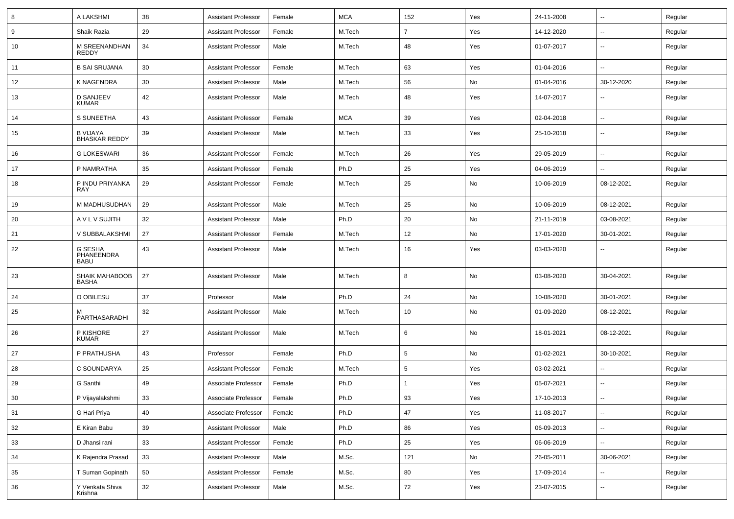| | | | | | | | | | | |
|---|---|---|---|---|---|---|---|---|---|---|
| 8 | A LAKSHMI | 38 | Assistant Professor | Female | MCA | 152 | Yes | 24-11-2008 | -- | Regular |
| 9 | Shaik Razia | 29 | Assistant Professor | Female | M.Tech | 7 | Yes | 14-12-2020 | -- | Regular |
| 10 | M SREENANDHAN REDDY | 34 | Assistant Professor | Male | M.Tech | 48 | Yes | 01-07-2017 | -- | Regular |
| 11 | B SAI SRUJANA | 30 | Assistant Professor | Female | M.Tech | 63 | Yes | 01-04-2016 | -- | Regular |
| 12 | K NAGENDRA | 30 | Assistant Professor | Male | M.Tech | 56 | No | 01-04-2016 | 30-12-2020 | Regular |
| 13 | D SANJEEV KUMAR | 42 | Assistant Professor | Male | M.Tech | 48 | Yes | 14-07-2017 | -- | Regular |
| 14 | S SUNEETHA | 43 | Assistant Professor | Female | MCA | 39 | Yes | 02-04-2018 | -- | Regular |
| 15 | B VIJAYA BHASKAR REDDY | 39 | Assistant Professor | Male | M.Tech | 33 | Yes | 25-10-2018 | -- | Regular |
| 16 | G LOKESWARI | 36 | Assistant Professor | Female | M.Tech | 26 | Yes | 29-05-2019 | -- | Regular |
| 17 | P NAMRATHA | 35 | Assistant Professor | Female | Ph.D | 25 | Yes | 04-06-2019 | -- | Regular |
| 18 | P INDU PRIYANKA RAY | 29 | Assistant Professor | Female | M.Tech | 25 | No | 10-06-2019 | 08-12-2021 | Regular |
| 19 | M MADHUSUDHAN | 29 | Assistant Professor | Male | M.Tech | 25 | No | 10-06-2019 | 08-12-2021 | Regular |
| 20 | A V L V SUJITH | 32 | Assistant Professor | Male | Ph.D | 20 | No | 21-11-2019 | 03-08-2021 | Regular |
| 21 | V SUBBALAKSHMI | 27 | Assistant Professor | Female | M.Tech | 12 | No | 17-01-2020 | 30-01-2021 | Regular |
| 22 | G SESHA PHANEENDRA BABU | 43 | Assistant Professor | Male | M.Tech | 16 | Yes | 03-03-2020 | -- | Regular |
| 23 | SHAIK MAHABOOB BASHA | 27 | Assistant Professor | Male | M.Tech | 8 | No | 03-08-2020 | 30-04-2021 | Regular |
| 24 | O OBILESU | 37 | Professor | Male | Ph.D | 24 | No | 10-08-2020 | 30-01-2021 | Regular |
| 25 | M PARTHASARADHI | 32 | Assistant Professor | Male | M.Tech | 10 | No | 01-09-2020 | 08-12-2021 | Regular |
| 26 | P KISHORE KUMAR | 27 | Assistant Professor | Male | M.Tech | 6 | No | 18-01-2021 | 08-12-2021 | Regular |
| 27 | P PRATHUSHA | 43 | Professor | Female | Ph.D | 5 | No | 01-02-2021 | 30-10-2021 | Regular |
| 28 | C SOUNDARYA | 25 | Assistant Professor | Female | M.Tech | 5 | Yes | 03-02-2021 | -- | Regular |
| 29 | G Santhi | 49 | Associate Professor | Female | Ph.D | 1 | Yes | 05-07-2021 | -- | Regular |
| 30 | P Vijayalakshmi | 33 | Associate Professor | Female | Ph.D | 93 | Yes | 17-10-2013 | -- | Regular |
| 31 | G Hari Priya | 40 | Associate Professor | Female | Ph.D | 47 | Yes | 11-08-2017 | -- | Regular |
| 32 | E Kiran Babu | 39 | Assistant Professor | Male | Ph.D | 86 | Yes | 06-09-2013 | -- | Regular |
| 33 | D Jhansi rani | 33 | Assistant Professor | Female | Ph.D | 25 | Yes | 06-06-2019 | -- | Regular |
| 34 | K Rajendra Prasad | 33 | Assistant Professor | Male | M.Sc. | 121 | No | 26-05-2011 | 30-06-2021 | Regular |
| 35 | T Suman Gopinath | 50 | Assistant Professor | Female | M.Sc. | 80 | Yes | 17-09-2014 | -- | Regular |
| 36 | Y Venkata Shiva Krishna | 32 | Assistant Professor | Male | M.Sc. | 72 | Yes | 23-07-2015 | -- | Regular |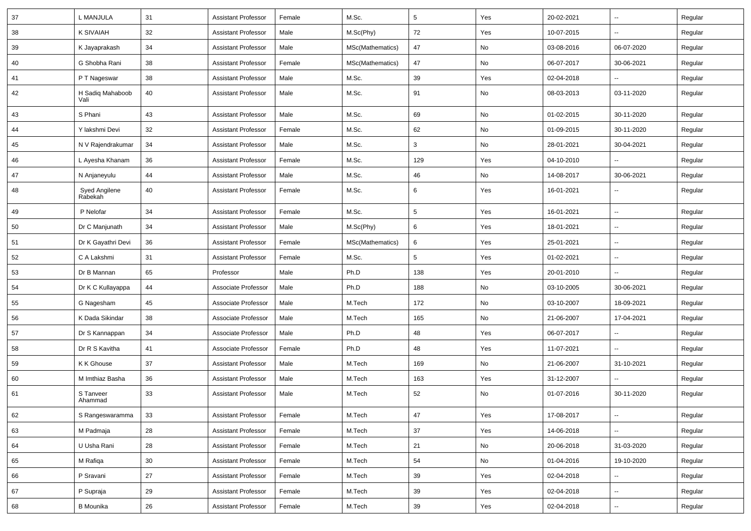| 37 | L MANJULA | 31 | Assistant Professor | Female | M.Sc. | 5 | Yes | 20-02-2021 | -- | Regular |
|---|---|---|---|---|---|---|---|---|---|---|
| 38 | K SIVAIAH | 32 | Assistant Professor | Male | M.Sc(Phy) | 72 | Yes | 10-07-2015 | -- | Regular |
| 39 | K Jayaprakash | 34 | Assistant Professor | Male | MSc(Mathematics) | 47 | No | 03-08-2016 | 06-07-2020 | Regular |
| 40 | G Shobha Rani | 38 | Assistant Professor | Female | MSc(Mathematics) | 47 | No | 06-07-2017 | 30-06-2021 | Regular |
| 41 | P T Nageswar | 38 | Assistant Professor | Male | M.Sc. | 39 | Yes | 02-04-2018 | -- | Regular |
| 42 | H Sadiq Mahaboob Vali | 40 | Assistant Professor | Male | M.Sc. | 91 | No | 08-03-2013 | 03-11-2020 | Regular |
| 43 | S Phani | 43 | Assistant Professor | Male | M.Sc. | 69 | No | 01-02-2015 | 30-11-2020 | Regular |
| 44 | Y lakshmi Devi | 32 | Assistant Professor | Female | M.Sc. | 62 | No | 01-09-2015 | 30-11-2020 | Regular |
| 45 | N V Rajendrakumar | 34 | Assistant Professor | Male | M.Sc. | 3 | No | 28-01-2021 | 30-04-2021 | Regular |
| 46 | L Ayesha Khanam | 36 | Assistant Professor | Female | M.Sc. | 129 | Yes | 04-10-2010 | -- | Regular |
| 47 | N Anjaneyulu | 44 | Assistant Professor | Male | M.Sc. | 46 | No | 14-08-2017 | 30-06-2021 | Regular |
| 48 | Syed Angilene Rabekah | 40 | Assistant Professor | Female | M.Sc. | 6 | Yes | 16-01-2021 | -- | Regular |
| 49 | P Nelofar | 34 | Assistant Professor | Female | M.Sc. | 5 | Yes | 16-01-2021 | -- | Regular |
| 50 | Dr C Manjunath | 34 | Assistant Professor | Male | M.Sc(Phy) | 6 | Yes | 18-01-2021 | -- | Regular |
| 51 | Dr K Gayathri Devi | 36 | Assistant Professor | Female | MSc(Mathematics) | 6 | Yes | 25-01-2021 | -- | Regular |
| 52 | C A Lakshmi | 31 | Assistant Professor | Female | M.Sc. | 5 | Yes | 01-02-2021 | -- | Regular |
| 53 | Dr B Mannan | 65 | Professor | Male | Ph.D | 138 | Yes | 20-01-2010 | -- | Regular |
| 54 | Dr K C Kullayappa | 44 | Associate Professor | Male | Ph.D | 188 | No | 03-10-2005 | 30-06-2021 | Regular |
| 55 | G Nagesham | 45 | Associate Professor | Male | M.Tech | 172 | No | 03-10-2007 | 18-09-2021 | Regular |
| 56 | K Dada Sikindar | 38 | Associate Professor | Male | M.Tech | 165 | No | 21-06-2007 | 17-04-2021 | Regular |
| 57 | Dr S Kannappan | 34 | Associate Professor | Male | Ph.D | 48 | Yes | 06-07-2017 | -- | Regular |
| 58 | Dr R S Kavitha | 41 | Associate Professor | Female | Ph.D | 48 | Yes | 11-07-2021 | -- | Regular |
| 59 | K K Ghouse | 37 | Assistant Professor | Male | M.Tech | 169 | No | 21-06-2007 | 31-10-2021 | Regular |
| 60 | M Imthiaz Basha | 36 | Assistant Professor | Male | M.Tech | 163 | Yes | 31-12-2007 | -- | Regular |
| 61 | S Tanveer Ahammad | 33 | Assistant Professor | Male | M.Tech | 52 | No | 01-07-2016 | 30-11-2020 | Regular |
| 62 | S Rangeswaramma | 33 | Assistant Professor | Female | M.Tech | 47 | Yes | 17-08-2017 | -- | Regular |
| 63 | M Padmaja | 28 | Assistant Professor | Female | M.Tech | 37 | Yes | 14-06-2018 | -- | Regular |
| 64 | U Usha Rani | 28 | Assistant Professor | Female | M.Tech | 21 | No | 20-06-2018 | 31-03-2020 | Regular |
| 65 | M Rafiqa | 30 | Assistant Professor | Female | M.Tech | 54 | No | 01-04-2016 | 19-10-2020 | Regular |
| 66 | P Sravani | 27 | Assistant Professor | Female | M.Tech | 39 | Yes | 02-04-2018 | -- | Regular |
| 67 | P Supraja | 29 | Assistant Professor | Female | M.Tech | 39 | Yes | 02-04-2018 | -- | Regular |
| 68 | B Mounika | 26 | Assistant Professor | Female | M.Tech | 39 | Yes | 02-04-2018 | -- | Regular |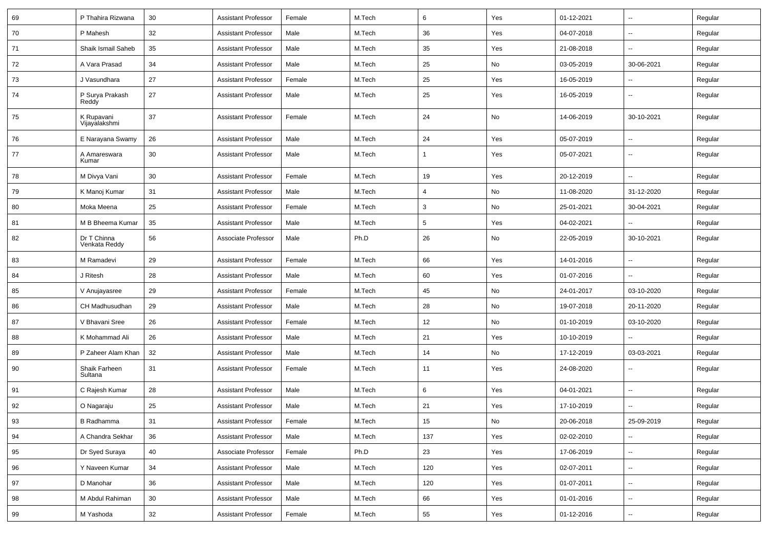| 69 | P Thahira Rizwana | 30 | Assistant Professor | Female | M.Tech | 6 | Yes | 01-12-2021 | -- | Regular |
|---|---|---|---|---|---|---|---|---|---|---|
| 70 | P Mahesh | 32 | Assistant Professor | Male | M.Tech | 36 | Yes | 04-07-2018 | -- | Regular |
| 71 | Shaik Ismail Saheb | 35 | Assistant Professor | Male | M.Tech | 35 | Yes | 21-08-2018 | -- | Regular |
| 72 | A Vara Prasad | 34 | Assistant Professor | Male | M.Tech | 25 | No | 03-05-2019 | 30-06-2021 | Regular |
| 73 | J Vasundhara | 27 | Assistant Professor | Female | M.Tech | 25 | Yes | 16-05-2019 | -- | Regular |
| 74 | P Surya Prakash Reddy | 27 | Assistant Professor | Male | M.Tech | 25 | Yes | 16-05-2019 | -- | Regular |
| 75 | K Rupavani Vijayalakshmi | 37 | Assistant Professor | Female | M.Tech | 24 | No | 14-06-2019 | 30-10-2021 | Regular |
| 76 | E Narayana Swamy | 26 | Assistant Professor | Male | M.Tech | 24 | Yes | 05-07-2019 | -- | Regular |
| 77 | A Amareswara Kumar | 30 | Assistant Professor | Male | M.Tech | 1 | Yes | 05-07-2021 | -- | Regular |
| 78 | M Divya Vani | 30 | Assistant Professor | Female | M.Tech | 19 | Yes | 20-12-2019 | -- | Regular |
| 79 | K Manoj Kumar | 31 | Assistant Professor | Male | M.Tech | 4 | No | 11-08-2020 | 31-12-2020 | Regular |
| 80 | Moka Meena | 25 | Assistant Professor | Female | M.Tech | 3 | No | 25-01-2021 | 30-04-2021 | Regular |
| 81 | M B Bheema Kumar | 35 | Assistant Professor | Male | M.Tech | 5 | Yes | 04-02-2021 | -- | Regular |
| 82 | Dr T Chinna Venkata Reddy | 56 | Associate Professor | Male | Ph.D | 26 | No | 22-05-2019 | 30-10-2021 | Regular |
| 83 | M Ramadevi | 29 | Assistant Professor | Female | M.Tech | 66 | Yes | 14-01-2016 | -- | Regular |
| 84 | J Ritesh | 28 | Assistant Professor | Male | M.Tech | 60 | Yes | 01-07-2016 | -- | Regular |
| 85 | V Anujayasree | 29 | Assistant Professor | Female | M.Tech | 45 | No | 24-01-2017 | 03-10-2020 | Regular |
| 86 | CH Madhusudhan | 29 | Assistant Professor | Male | M.Tech | 28 | No | 19-07-2018 | 20-11-2020 | Regular |
| 87 | V Bhavani Sree | 26 | Assistant Professor | Female | M.Tech | 12 | No | 01-10-2019 | 03-10-2020 | Regular |
| 88 | K Mohammad Ali | 26 | Assistant Professor | Male | M.Tech | 21 | Yes | 10-10-2019 | -- | Regular |
| 89 | P Zaheer Alam Khan | 32 | Assistant Professor | Male | M.Tech | 14 | No | 17-12-2019 | 03-03-2021 | Regular |
| 90 | Shaik Farheen Sultana | 31 | Assistant Professor | Female | M.Tech | 11 | Yes | 24-08-2020 | -- | Regular |
| 91 | C Rajesh Kumar | 28 | Assistant Professor | Male | M.Tech | 6 | Yes | 04-01-2021 | -- | Regular |
| 92 | O Nagaraju | 25 | Assistant Professor | Male | M.Tech | 21 | Yes | 17-10-2019 | -- | Regular |
| 93 | B Radhamma | 31 | Assistant Professor | Female | M.Tech | 15 | No | 20-06-2018 | 25-09-2019 | Regular |
| 94 | A Chandra Sekhar | 36 | Assistant Professor | Male | M.Tech | 137 | Yes | 02-02-2010 | -- | Regular |
| 95 | Dr Syed Suraya | 40 | Associate Professor | Female | Ph.D | 23 | Yes | 17-06-2019 | -- | Regular |
| 96 | Y Naveen Kumar | 34 | Assistant Professor | Male | M.Tech | 120 | Yes | 02-07-2011 | -- | Regular |
| 97 | D Manohar | 36 | Assistant Professor | Male | M.Tech | 120 | Yes | 01-07-2011 | -- | Regular |
| 98 | M Abdul Rahiman | 30 | Assistant Professor | Male | M.Tech | 66 | Yes | 01-01-2016 | -- | Regular |
| 99 | M Yashoda | 32 | Assistant Professor | Female | M.Tech | 55 | Yes | 01-12-2016 | -- | Regular |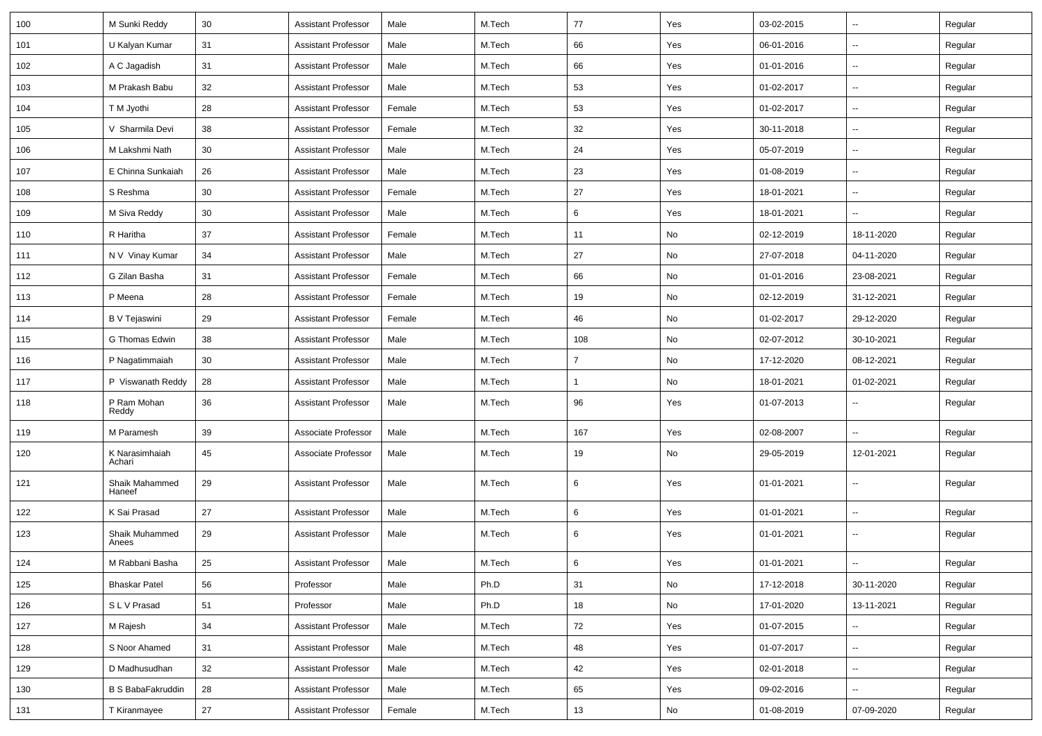| 100 | M Sunki Reddy | 30 | Assistant Professor | Male | M.Tech | 77 | Yes | 03-02-2015 | -- | Regular |
|---|---|---|---|---|---|---|---|---|---|---|
| 101 | U Kalyan Kumar | 31 | Assistant Professor | Male | M.Tech | 66 | Yes | 06-01-2016 | -- | Regular |
| 102 | A C Jagadish | 31 | Assistant Professor | Male | M.Tech | 66 | Yes | 01-01-2016 | -- | Regular |
| 103 | M Prakash Babu | 32 | Assistant Professor | Male | M.Tech | 53 | Yes | 01-02-2017 | -- | Regular |
| 104 | T M Jyothi | 28 | Assistant Professor | Female | M.Tech | 53 | Yes | 01-02-2017 | -- | Regular |
| 105 | V Sharmila Devi | 38 | Assistant Professor | Female | M.Tech | 32 | Yes | 30-11-2018 | -- | Regular |
| 106 | M Lakshmi Nath | 30 | Assistant Professor | Male | M.Tech | 24 | Yes | 05-07-2019 | -- | Regular |
| 107 | E Chinna Sunkaiah | 26 | Assistant Professor | Male | M.Tech | 23 | Yes | 01-08-2019 | -- | Regular |
| 108 | S Reshma | 30 | Assistant Professor | Female | M.Tech | 27 | Yes | 18-01-2021 | -- | Regular |
| 109 | M Siva Reddy | 30 | Assistant Professor | Male | M.Tech | 6 | Yes | 18-01-2021 | -- | Regular |
| 110 | R Haritha | 37 | Assistant Professor | Female | M.Tech | 11 | No | 02-12-2019 | 18-11-2020 | Regular |
| 111 | N V Vinay Kumar | 34 | Assistant Professor | Male | M.Tech | 27 | No | 27-07-2018 | 04-11-2020 | Regular |
| 112 | G Zilan Basha | 31 | Assistant Professor | Female | M.Tech | 66 | No | 01-01-2016 | 23-08-2021 | Regular |
| 113 | P Meena | 28 | Assistant Professor | Female | M.Tech | 19 | No | 02-12-2019 | 31-12-2021 | Regular |
| 114 | B V Tejaswini | 29 | Assistant Professor | Female | M.Tech | 46 | No | 01-02-2017 | 29-12-2020 | Regular |
| 115 | G Thomas Edwin | 38 | Assistant Professor | Male | M.Tech | 108 | No | 02-07-2012 | 30-10-2021 | Regular |
| 116 | P Nagatimmaiah | 30 | Assistant Professor | Male | M.Tech | 7 | No | 17-12-2020 | 08-12-2021 | Regular |
| 117 | P Viswanath Reddy | 28 | Assistant Professor | Male | M.Tech | 1 | No | 18-01-2021 | 01-02-2021 | Regular |
| 118 | P Ram Mohan Reddy | 36 | Assistant Professor | Male | M.Tech | 96 | Yes | 01-07-2013 | -- | Regular |
| 119 | M Paramesh | 39 | Associate Professor | Male | M.Tech | 167 | Yes | 02-08-2007 | -- | Regular |
| 120 | K Narasimhaiah Achari | 45 | Associate Professor | Male | M.Tech | 19 | No | 29-05-2019 | 12-01-2021 | Regular |
| 121 | Shaik Mahammed Haneef | 29 | Assistant Professor | Male | M.Tech | 6 | Yes | 01-01-2021 | -- | Regular |
| 122 | K Sai Prasad | 27 | Assistant Professor | Male | M.Tech | 6 | Yes | 01-01-2021 | -- | Regular |
| 123 | Shaik Muhammed Anees | 29 | Assistant Professor | Male | M.Tech | 6 | Yes | 01-01-2021 | -- | Regular |
| 124 | M Rabbani Basha | 25 | Assistant Professor | Male | M.Tech | 6 | Yes | 01-01-2021 | -- | Regular |
| 125 | Bhaskar Patel | 56 | Professor | Male | Ph.D | 31 | No | 17-12-2018 | 30-11-2020 | Regular |
| 126 | S L V Prasad | 51 | Professor | Male | Ph.D | 18 | No | 17-01-2020 | 13-11-2021 | Regular |
| 127 | M Rajesh | 34 | Assistant Professor | Male | M.Tech | 72 | Yes | 01-07-2015 | -- | Regular |
| 128 | S Noor Ahamed | 31 | Assistant Professor | Male | M.Tech | 48 | Yes | 01-07-2017 | -- | Regular |
| 129 | D Madhusudhan | 32 | Assistant Professor | Male | M.Tech | 42 | Yes | 02-01-2018 | -- | Regular |
| 130 | B S BabaFakruddin | 28 | Assistant Professor | Male | M.Tech | 65 | Yes | 09-02-2016 | -- | Regular |
| 131 | T Kiranmayee | 27 | Assistant Professor | Female | M.Tech | 13 | No | 01-08-2019 | 07-09-2020 | Regular |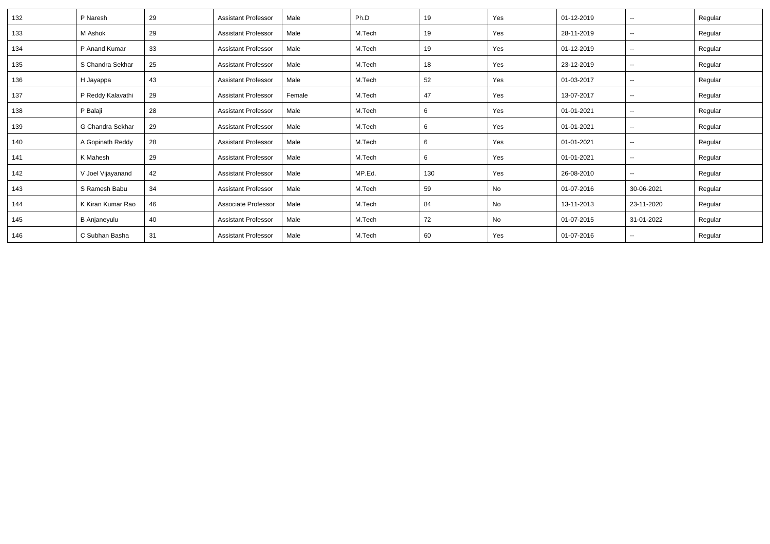| | | | | | | | | | | |
|---|---|---|---|---|---|---|---|---|---|---|
| 132 | P Naresh | 29 | Assistant Professor | Male | Ph.D | 19 | Yes | 01-12-2019 | -- | Regular |
| 133 | M Ashok | 29 | Assistant Professor | Male | M.Tech | 19 | Yes | 28-11-2019 | -- | Regular |
| 134 | P Anand Kumar | 33 | Assistant Professor | Male | M.Tech | 19 | Yes | 01-12-2019 | -- | Regular |
| 135 | S Chandra Sekhar | 25 | Assistant Professor | Male | M.Tech | 18 | Yes | 23-12-2019 | -- | Regular |
| 136 | H Jayappa | 43 | Assistant Professor | Male | M.Tech | 52 | Yes | 01-03-2017 | -- | Regular |
| 137 | P Reddy Kalavathi | 29 | Assistant Professor | Female | M.Tech | 47 | Yes | 13-07-2017 | -- | Regular |
| 138 | P Balaji | 28 | Assistant Professor | Male | M.Tech | 6 | Yes | 01-01-2021 | -- | Regular |
| 139 | G Chandra Sekhar | 29 | Assistant Professor | Male | M.Tech | 6 | Yes | 01-01-2021 | -- | Regular |
| 140 | A Gopinath Reddy | 28 | Assistant Professor | Male | M.Tech | 6 | Yes | 01-01-2021 | -- | Regular |
| 141 | K Mahesh | 29 | Assistant Professor | Male | M.Tech | 6 | Yes | 01-01-2021 | -- | Regular |
| 142 | V Joel Vijayanand | 42 | Assistant Professor | Male | MP.Ed. | 130 | Yes | 26-08-2010 | -- | Regular |
| 143 | S Ramesh Babu | 34 | Assistant Professor | Male | M.Tech | 59 | No | 01-07-2016 | 30-06-2021 | Regular |
| 144 | K Kiran Kumar Rao | 46 | Associate Professor | Male | M.Tech | 84 | No | 13-11-2013 | 23-11-2020 | Regular |
| 145 | B Anjaneyulu | 40 | Assistant Professor | Male | M.Tech | 72 | No | 01-07-2015 | 31-01-2022 | Regular |
| 146 | C Subhan Basha | 31 | Assistant Professor | Male | M.Tech | 60 | Yes | 01-07-2016 | -- | Regular |